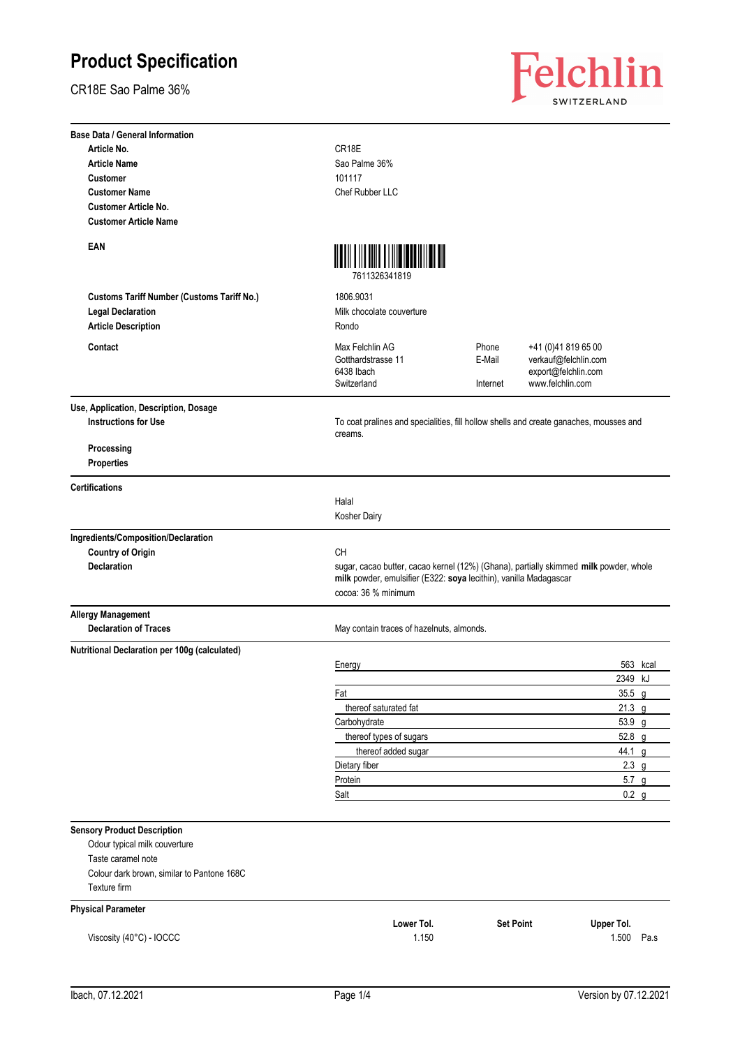# Product Specification

CR18E Sao Palme 36%

Felchlin SWITZERLAND

## Base Data / General Information

| | |
|---|---|
| **Article No.** | CR18E |
| **Article Name** | Sao Palme 36% |
| **Customer** | 101117 |
| **Customer Name** | Chef Rubber LLC |
| **Customer Article No.** | |
| **Customer Article Name** | |
| **EAN** | 7611326341819 |
| **Customs Tariff Number (Customs Tariff No.)** | 1806.9031 |
| **Legal Declaration** | Milk chocolate couverture |
| **Article Description** | Rondo |

**Contact**

Max Felchlin AG
Gotthardstrasse 11
6438 Ibach
Switzerland

Phone +41 (0)41 819 65 00
E-Mail verkauf@felchlin.com
export@felchlin.com
Internet www.felchlin.com

## Use, Application, Description, Dosage

**Instructions for Use**

To coat pralines and specialities, fill hollow shells and create ganaches, mousses and creams.

**Processing**

**Properties**

## Certifications

Halal

Kosher Dairy

## Ingredients/Composition/Declaration

**Country of Origin**

CH

**Declaration**

sugar, cacao butter, cacao kernel (12%) (Ghana), partially skimmed **milk** powder, whole **milk** powder, emulsifier (E322: **soya** lecithin), vanilla Madagascar

cocoa: 36 % minimum

## Allergy Management

**Declaration of Traces**

May contain traces of hazelnuts, almonds.

## Nutritional Declaration per 100g (calculated)

| | | |
|---|---|---|
| Energy | 563 | kcal |
| | 2349 | kJ |
| Fat | 35.5 | g |
| thereof saturated fat | 21.3 | g |
| Carbohydrate | 53.9 | g |
| thereof types of sugars | 52.8 | g |
| thereof added sugar | 44.1 | g |
| Dietary fiber | 2.3 | g |
| Protein | 5.7 | g |
| Salt | 0.2 | g |

## Sensory Product Description

Odour typical milk couverture

Taste caramel note

Colour dark brown, similar to Pantone 168C

Texture firm

## Physical Parameter

| | Lower Tol. | Set Point | Upper Tol. | |
|---|---|---|---|---|
| Viscosity (40°C) - IOCCC | 1.150 | | 1.500 | Pa.s |

Ibach, 07.12.2021

Version by 07.12.2021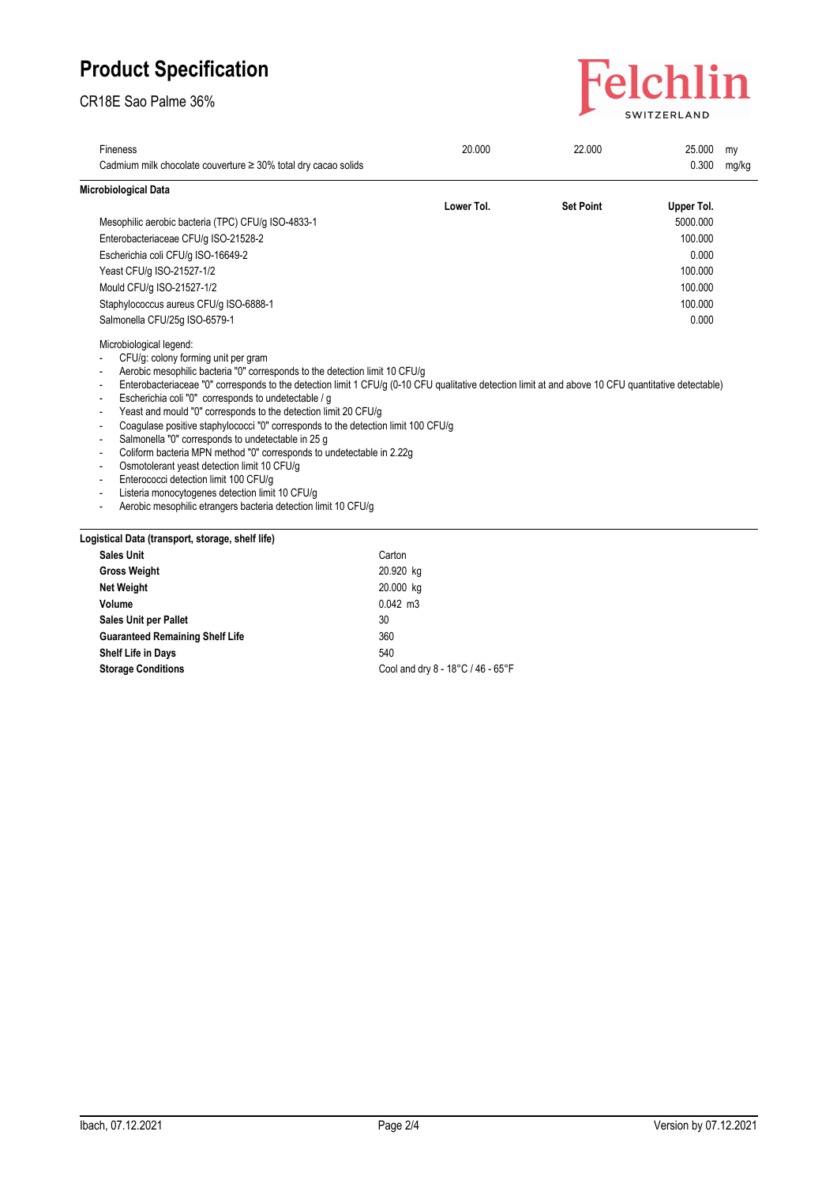# Product Specification

CR18E Sao Palme 36%

| | Lower Tol. | Set Point | Upper Tol. | |
|---|---|---|---|---|
| Fineness | 20.000 | 22.000 | 25.000 | my |
| Cadmium milk chocolate couverture ≥ 30% total dry cacao solids | | | 0.300 | mg/kg |

## Microbiological Data

| | Lower Tol. | Set Point | Upper Tol. |
|---|---|---|---|
| Mesophilic aerobic bacteria (TPC) CFU/g ISO-4833-1 | | | 5000.000 |
| Enterobacteriaceae CFU/g ISO-21528-2 | | | 100.000 |
| Escherichia coli CFU/g ISO-16649-2 | | | 0.000 |
| Yeast CFU/g ISO-21527-1/2 | | | 100.000 |
| Mould CFU/g ISO-21527-1/2 | | | 100.000 |
| Staphylococcus aureus CFU/g ISO-6888-1 | | | 100.000 |
| Salmonella CFU/25g ISO-6579-1 | | | 0.000 |

Microbiological legend:

- CFU/g: colony forming unit per gram
- Aerobic mesophilic bacteria "0" corresponds to the detection limit 10 CFU/g
- Enterobacteriaceae "0" corresponds to the detection limit 1 CFU/g (0-10 CFU qualitative detection limit at and above 10 CFU quantitative detectable)
- Escherichia coli "0" corresponds to undetectable / g
- Yeast and mould "0" corresponds to the detection limit 20 CFU/g
- Coagulase positive staphylococci "0" corresponds to the detection limit 100 CFU/g
- Salmonella "0" corresponds to undetectable in 25 g
- Coliform bacteria MPN method "0" corresponds to undetectable in 2.22g
- Osmotolerant yeast detection limit 10 CFU/g
- Enterococci detection limit 100 CFU/g
- Listeria monocytogenes detection limit 10 CFU/g
- Aerobic mesophilic etrangers bacteria detection limit 10 CFU/g

## Logistical Data (transport, storage, shelf life)

| | |
|---|---|
| **Sales Unit** | Carton |
| **Gross Weight** | 20.920 kg |
| **Net Weight** | 20.000 kg |
| **Volume** | 0.042 m3 |
| **Sales Unit per Pallet** | 30 |
| **Guaranteed Remaining Shelf Life** | 360 |
| **Shelf Life in Days** | 540 |
| **Storage Conditions** | Cool and dry 8 - 18°C / 46 - 65°F |

Ibach, 07.12.2021 | Version by 07.12.2021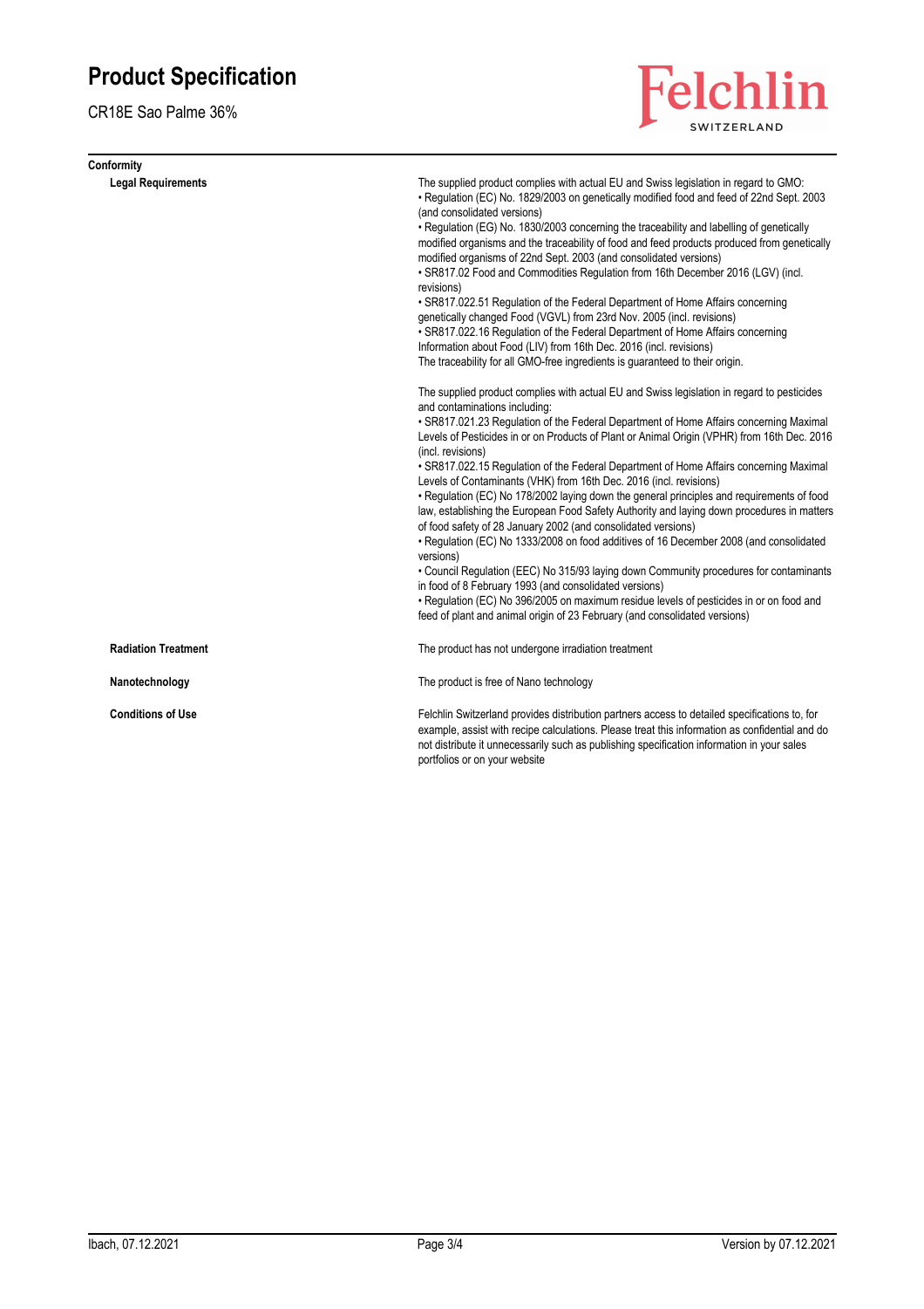# Product Specification

CR18E Sao Palme 36%

## Conformity

### Legal Requirements

The supplied product complies with actual EU and Swiss legislation in regard to GMO:
• Regulation (EC) No. 1829/2003 on genetically modified food and feed of 22nd Sept. 2003 (and consolidated versions)
• Regulation (EG) No. 1830/2003 concerning the traceability and labelling of genetically modified organisms and the traceability of food and feed products produced from genetically modified organisms of 22nd Sept. 2003 (and consolidated versions)
• SR817.02 Food and Commodities Regulation from 16th December 2016 (LGV) (incl. revisions)
• SR817.022.51 Regulation of the Federal Department of Home Affairs concerning genetically changed Food (VGVL) from 23rd Nov. 2005 (incl. revisions)
• SR817.022.16 Regulation of the Federal Department of Home Affairs concerning Information about Food (LIV) from 16th Dec. 2016 (incl. revisions)
The traceability for all GMO-free ingredients is guaranteed to their origin.

The supplied product complies with actual EU and Swiss legislation in regard to pesticides and contaminations including:
• SR817.021.23 Regulation of the Federal Department of Home Affairs concerning Maximal Levels of Pesticides in or on Products of Plant or Animal Origin (VPHR) from 16th Dec. 2016 (incl. revisions)
• SR817.022.15 Regulation of the Federal Department of Home Affairs concerning Maximal Levels of Contaminants (VHK) from 16th Dec. 2016 (incl. revisions)
• Regulation (EC) No 178/2002 laying down the general principles and requirements of food law, establishing the European Food Safety Authority and laying down procedures in matters of food safety of 28 January 2002 (and consolidated versions)
• Regulation (EC) No 1333/2008 on food additives of 16 December 2008 (and consolidated versions)
• Council Regulation (EEC) No 315/93 laying down Community procedures for contaminants in food of 8 February 1993 (and consolidated versions)
• Regulation (EC) No 396/2005 on maximum residue levels of pesticides in or on food and feed of plant and animal origin of 23 February (and consolidated versions)

### Radiation Treatment

The product has not undergone irradiation treatment

### Nanotechnology

The product is free of Nano technology

### Conditions of Use

Felchlin Switzerland provides distribution partners access to detailed specifications to, for example, assist with recipe calculations. Please treat this information as confidential and do not distribute it unnecessarily such as publishing specification information in your sales portfolios or on your website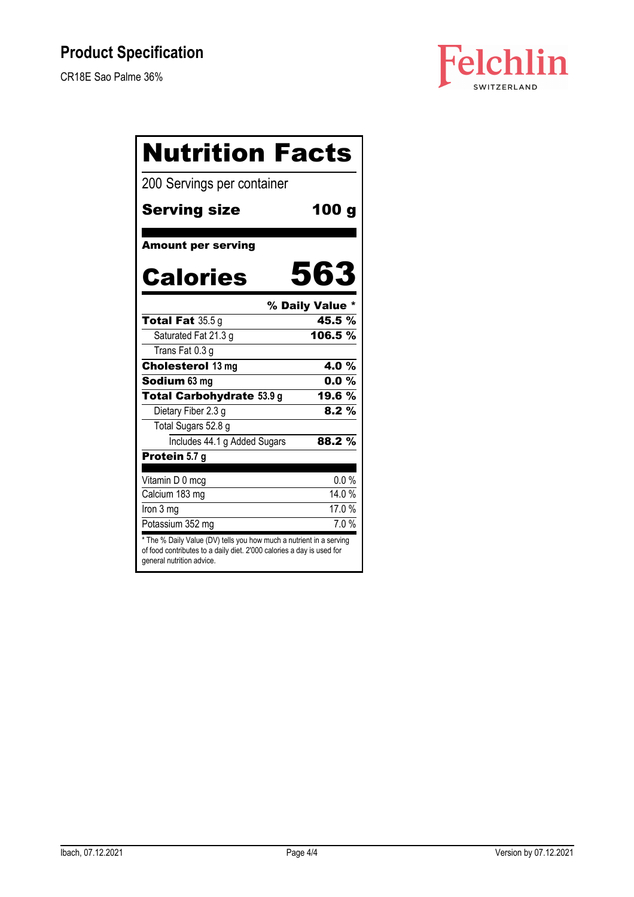## Product Specification

CR18E Sao Palme 36%

Felchlin SWITZERLAND

# Nutrition Facts

200 Servings per container

| | |
|---|---|
| **Serving size** | **100 g** |
| **Amount per serving** | |
| **Calories** | **563** |
| | **% Daily Value \*** |
| **Total Fat** 35.5 g | **45.5 %** |
| Saturated Fat 21.3 g | **106.5 %** |
| Trans Fat 0.3 g | |
| **Cholesterol** 13 mg | **4.0 %** |
| **Sodium** 63 mg | **0.0 %** |
| **Total Carbohydrate** 53.9 g | **19.6 %** |
| Dietary Fiber 2.3 g | **8.2 %** |
| Total Sugars 52.8 g | |
| Includes 44.1 g Added Sugars | **88.2 %** |
| **Protein** 5.7 g | |
| Vitamin D 0 mcg | 0.0 % |
| Calcium 183 mg | 14.0 % |
| Iron 3 mg | 17.0 % |
| Potassium 352 mg | 7.0 % |

\* The % Daily Value (DV) tells you how much a nutrient in a serving of food contributes to a daily diet. 2'000 calories a day is used for general nutrition advice.

Ibach, 07.12.2021 | Version by 07.12.2021